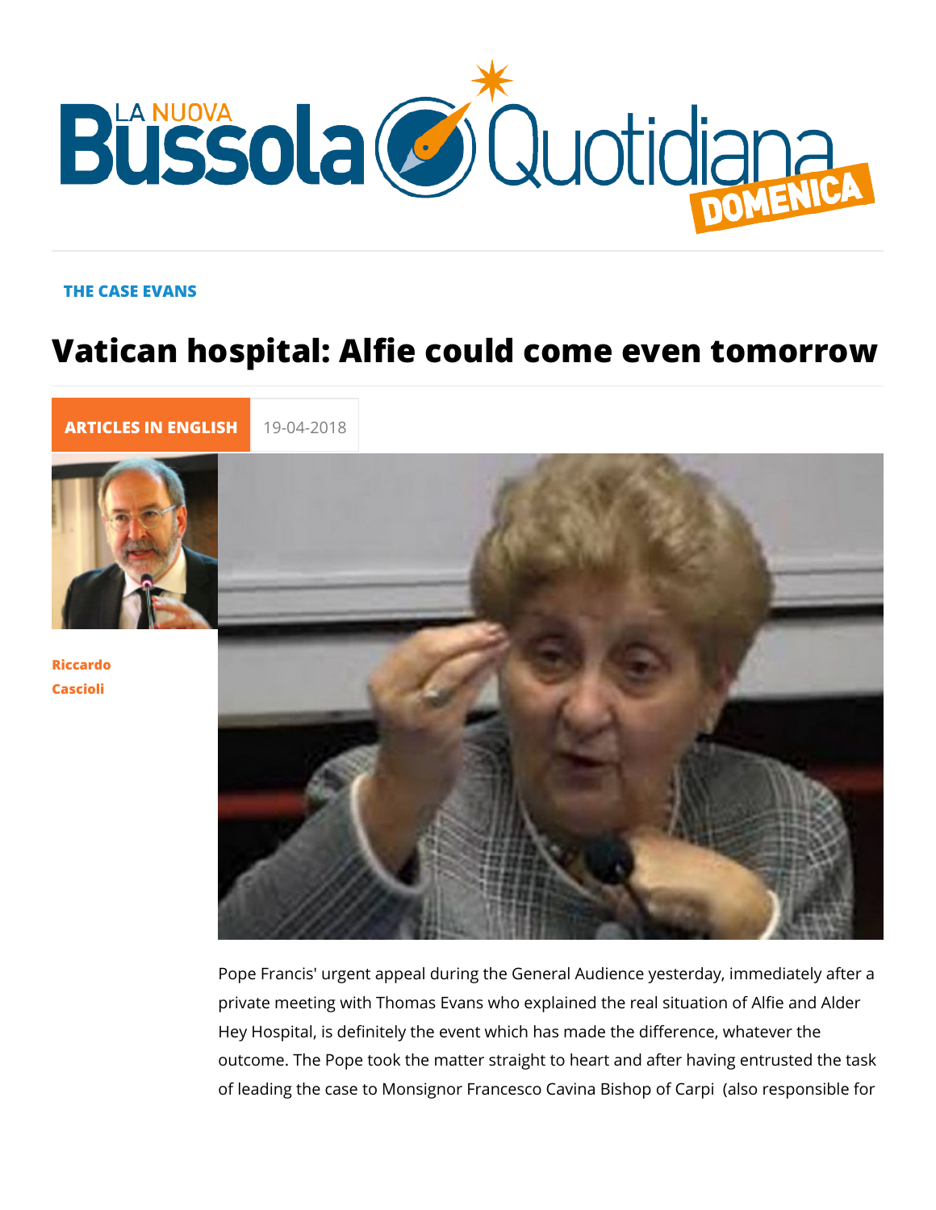THE CASE EVANS

# Vatican hospital: Alfie could come even tomorrow

ARTICLES IN ENGLISH 19-04-2018

Riccardo Cascioli

Pope Francis' urgent appeal during the General Audience yesterday, immediately after a private meeting with Thomas Evans who explained the real situation of Alfie and Alder Hey Hospital, is definitely the event which has made the difference, whatever the outcome. The Pope took the matter straight to heart and after having entrusted the task of leading the case to Monsignor Francesco Cavina Bishop of Carpi (also responsible for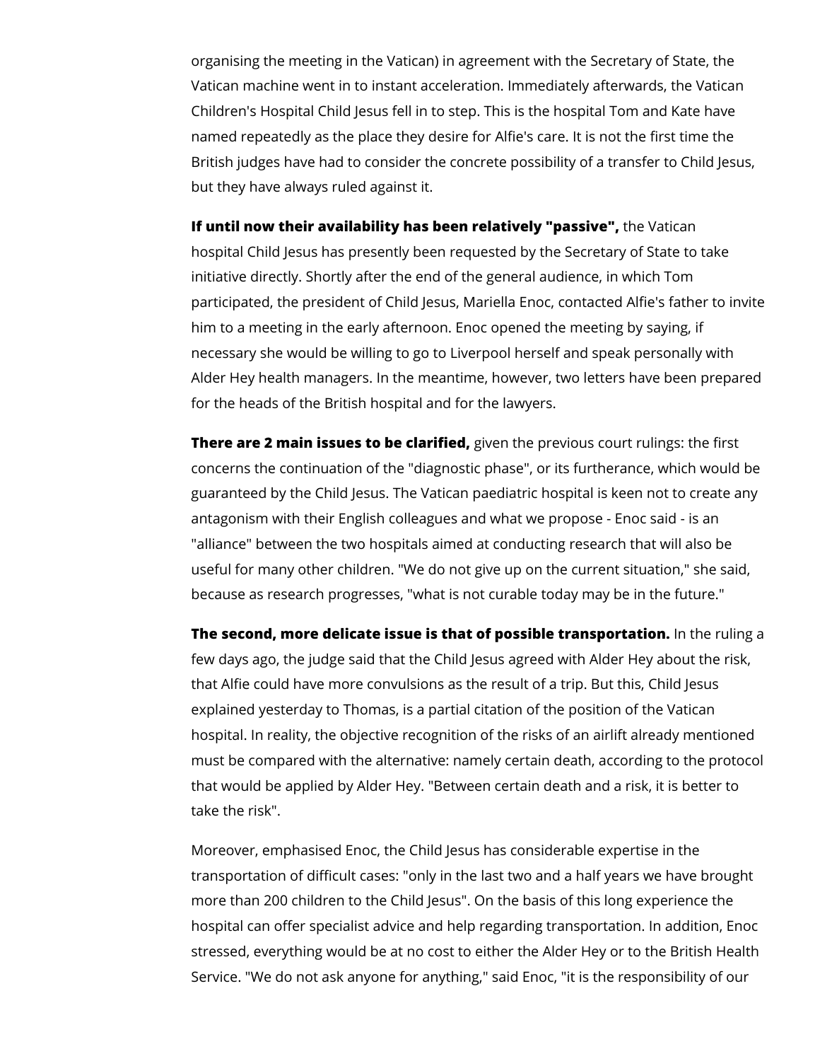organising the meeting in the Vatican) in agreement with the Secretary of State, the Vatican machine went in to instant acceleration. Immediately afterwards, the Vatican Children's Hospital Child Jesus fell in to step. This is the hospital Tom and Kate have named repeatedly as the place they desire for Alfie's care. It is not the first time the British judges have had to consider the concrete possibility of a transfer to Child Jesus, but they have always ruled against it.

**If until now their availability has been relatively "passive",** the Vatican hospital Child Jesus has presently been requested by the Secretary of State to take initiative directly. Shortly after the end of the general audience, in which Tom participated, the president of Child Jesus, Mariella Enoc, contacted Alfie's father to invite him to a meeting in the early afternoon. Enoc opened the meeting by saying, if necessary she would be willing to go to Liverpool herself and speak personally with Alder Hey health managers. In the meantime, however, two letters have been prepared for the heads of the British hospital and for the lawyers.

**There are 2 main issues to be clarified,** given the previous court rulings: the first concerns the continuation of the "diagnostic phase", or its furtherance, which would be guaranteed by the Child Jesus. The Vatican paediatric hospital is keen not to create any antagonism with their English colleagues and what we propose - Enoc said - is an "alliance" between the two hospitals aimed at conducting research that will also be useful for many other children. "We do not give up on the current situation," she said, because as research progresses, "what is not curable today may be in the future."

**The second, more delicate issue is that of possible transportation.** In the ruling a few days ago, the judge said that the Child Jesus agreed with Alder Hey about the risk, that Alfie could have more convulsions as the result of a trip. But this, Child Jesus explained yesterday to Thomas, is a partial citation of the position of the Vatican hospital. In reality, the objective recognition of the risks of an airlift already mentioned must be compared with the alternative: namely certain death, according to the protocol that would be applied by Alder Hey. "Between certain death and a risk, it is better to take the risk".

Moreover, emphasised Enoc, the Child Jesus has considerable expertise in the transportation of difficult cases: "only in the last two and a half years we have brought more than 200 children to the Child Jesus". On the basis of this long experience the hospital can offer specialist advice and help regarding transportation. In addition, Enoc stressed, everything would be at no cost to either the Alder Hey or to the British Health Service. "We do not ask anyone for anything," said Enoc, "it is the responsibility of our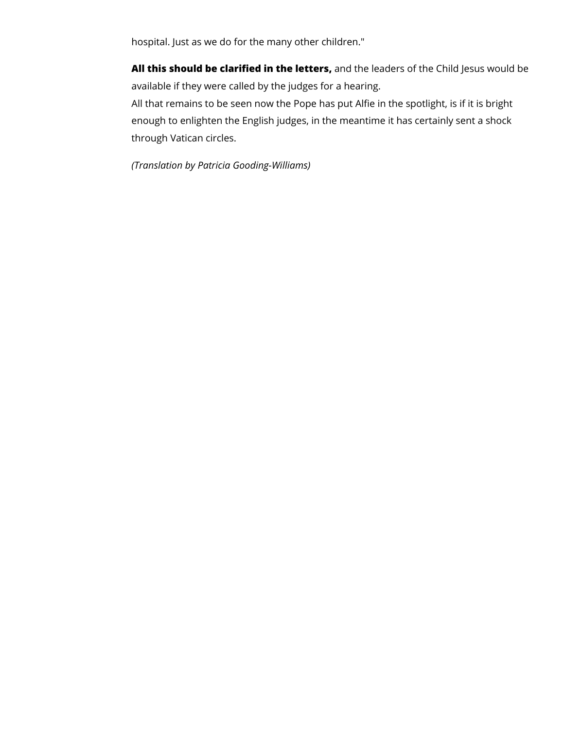hospital. Just as we do for the many other children."

**All this should be clarified in the letters,** and the leaders of the Child Jesus would be available if they were called by the judges for a hearing.
All that remains to be seen now the Pope has put Alfie in the spotlight, is if it is bright enough to enlighten the English judges, in the meantime it has certainly sent a shock through Vatican circles.

*(Translation by Patricia Gooding-Williams)*